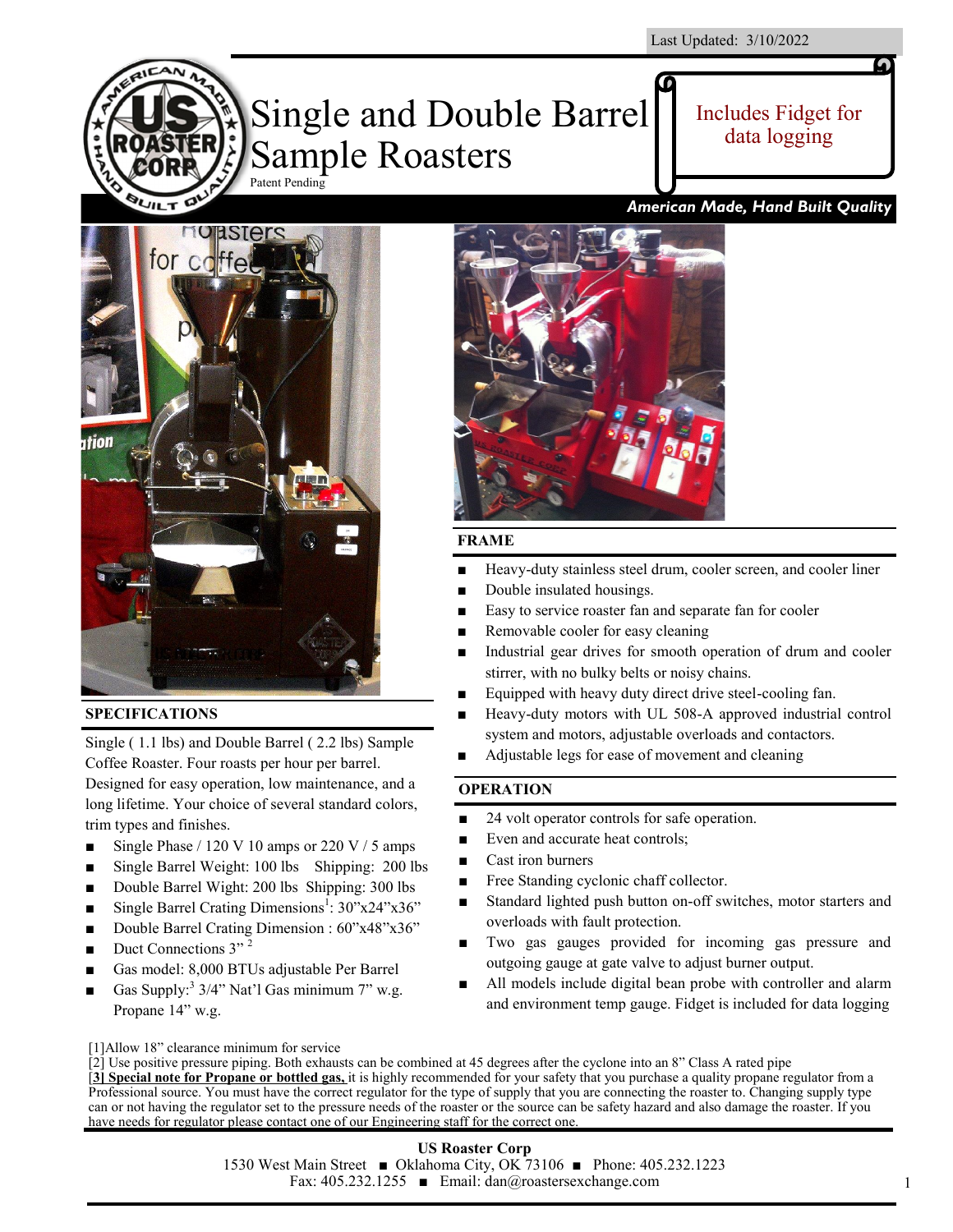Last Updated: 3/10/2022

# Single and Double Barrel Sample Roasters

Patent Pending

Includes Fidget for data logging

*American Made, Hand Built Quality*

## SPECIFICATIONS

Single ( 1.1 lbs) and Double Barrel ( 2.2 lbs) Sample Coffee Roaster. Four roasts per hour per barrel. Designed for easy operation, low maintenance, and a long lifetime. Your choice of several standard colors, trim types and finishes.

- Single Phase / 120 V 10 amps or 220 V / 5 amps
- Single Barrel Weight: 100 lbs    Shipping: 200 lbs
- Double Barrel Wight: 200 lbs  Shipping: 300 lbs
- Single Barrel Crating Dimensions[1]: 30"x24"x36"
- Double Barrel Crating Dimension : 60"x48"x36"
- Duct Connections 3" [2]
- Gas model: 8,000 BTUs adjustable Per Barrel
- Gas Supply:[3] 3/4" Nat'l Gas minimum 7" w.g. Propane 14" w.g.

## FRAME

- Heavy-duty stainless steel drum, cooler screen, and cooler liner
- Double insulated housings.
- Easy to service roaster fan and separate fan for cooler
- Removable cooler for easy cleaning
- Industrial gear drives for smooth operation of drum and cooler stirrer, with no bulky belts or noisy chains.
- Equipped with heavy duty direct drive steel-cooling fan.
- Heavy-duty motors with UL 508-A approved industrial control system and motors, adjustable overloads and contactors.
- Adjustable legs for ease of movement and cleaning

## OPERATION

- 24 volt operator controls for safe operation.
- Even and accurate heat controls;
- Cast iron burners
- Free Standing cyclonic chaff collector.
- Standard lighted push button on-off switches, motor starters and overloads with fault protection.
- Two gas gauges provided for incoming gas pressure and outgoing gauge at gate valve to adjust burner output.
- All models include digital bean probe with controller and alarm and environment temp gauge. Fidget is included for data logging

[1]Allow 18" clearance minimum for service
[2] Use positive pressure piping. Both exhausts can be combined at 45 degrees after the cyclone into an 8" Class A rated pipe
[**3] Special note for Propane or bottled gas,** it is highly recommended for your safety that you purchase a quality propane regulator from a Professional source. You must have the correct regulator for the type of supply that you are connecting the roaster to. Changing supply type can or not having the regulator set to the pressure needs of the roaster or the source can be safety hazard and also damage the roaster. If you have needs for regulator please contact one of our Engineering staff for the correct one.

**US Roaster Corp**
1530 West Main Street ■ Oklahoma City, OK 73106 ■ Phone: 405.232.1223
Fax: 405.232.1255 ■ Email: dan@roastersexchange.com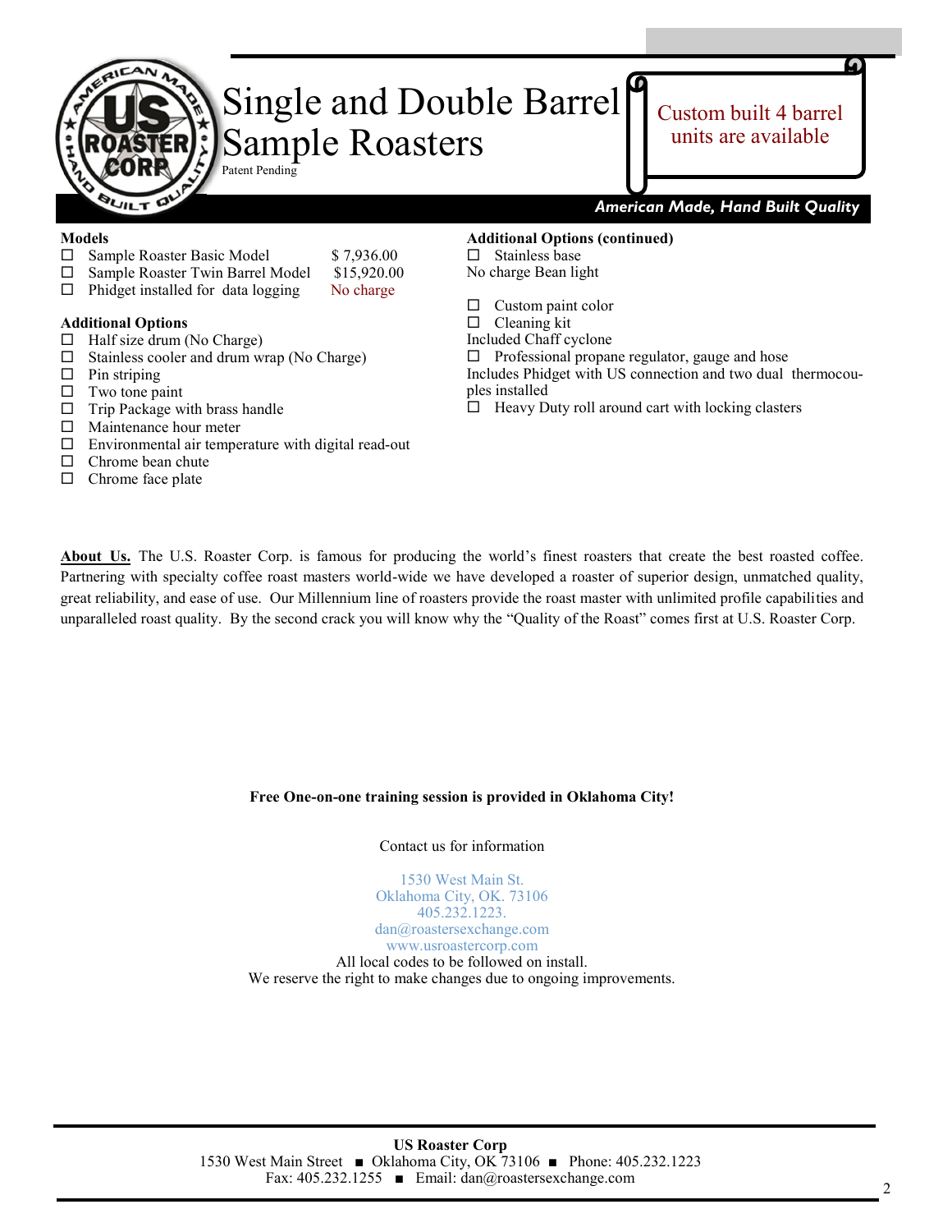# Single and Double Barrel Sample Roasters

Patent Pending

Custom built 4 barrel units are available

***American Made, Hand Built Quality***

**Models**

- ☐ Sample Roaster Basic Model $ 7,936.00
- ☐ Sample Roaster Twin Barrel Model $15,920.00
- ☐ Phidget installed for data logging No charge

**Additional Options**

- ☐ Half size drum (No Charge)
- ☐ Stainless cooler and drum wrap (No Charge)
- ☐ Pin striping
- ☐ Two tone paint
- ☐ Trip Package with brass handle
- ☐ Maintenance hour meter
- ☐ Environmental air temperature with digital read-out
- ☐ Chrome bean chute
- ☐ Chrome face plate

**Additional Options (continued)**

- ☐ Stainless base

No charge Bean light

- ☐ Custom paint color
- ☐ Cleaning kit

Included Chaff cyclone

- ☐ Professional propane regulator, gauge and hose

Includes Phidget with US connection and two dual thermocouples installed

- ☐ Heavy Duty roll around cart with locking clasters

**About Us.** The U.S. Roaster Corp. is famous for producing the world's finest roasters that create the best roasted coffee. Partnering with specialty coffee roast masters world-wide we have developed a roaster of superior design, unmatched quality, great reliability, and ease of use. Our Millennium line of roasters provide the roast master with unlimited profile capabilities and unparalleled roast quality. By the second crack you will know why the "Quality of the Roast" comes first at U.S. Roaster Corp.

**Free One-on-one training session is provided in Oklahoma City!**

Contact us for information

1530 West Main St.
Oklahoma City, OK. 73106
405.232.1223.
dan@roastersexchange.com
www.usroastercorp.com
All local codes to be followed on install.
We reserve the right to make changes due to ongoing improvements.

**US Roaster Corp**
1530 West Main Street ■ Oklahoma City, OK 73106 ■ Phone: 405.232.1223
Fax: 405.232.1255 ■ Email: dan@roastersexchange.com